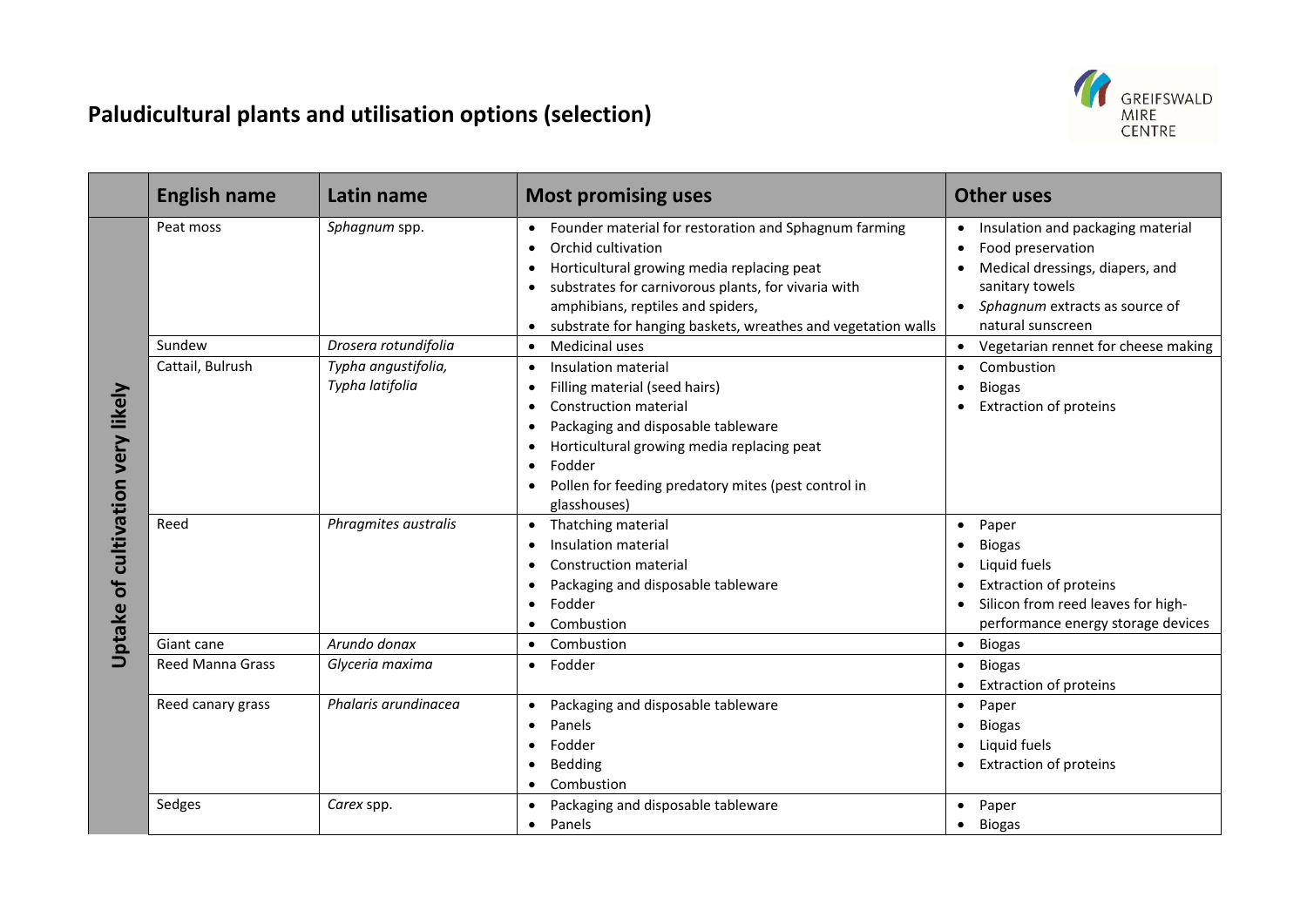# Paludicultural plants and utilisation options (selection)

| | English name | Latin name | Most promising uses | Other uses |
|---|---|---|---|---|
| Uptake of cultivation very likely | Peat moss | *Sphagnum* spp. | • Founder material for restoration and Sphagnum farming<br>• Orchid cultivation<br>• Horticultural growing media replacing peat<br>• substrates for carnivorous plants, for vivaria with amphibians, reptiles and spiders,<br>• substrate for hanging baskets, wreathes and vegetation walls | • Insulation and packaging material<br>• Food preservation<br>• Medical dressings, diapers, and sanitary towels<br>• *Sphagnum* extracts as source of natural sunscreen |
| | Sundew | *Drosera rotundifolia* | • Medicinal uses | • Vegetarian rennet for cheese making |
| | Cattail, Bulrush | *Typha angustifolia, Typha latifolia* | • Insulation material<br>• Filling material (seed hairs)<br>• Construction material<br>• Packaging and disposable tableware<br>• Horticultural growing media replacing peat<br>• Fodder<br>• Pollen for feeding predatory mites (pest control in glasshouses) | • Combustion<br>• Biogas<br>• Extraction of proteins |
| | Reed | *Phragmites australis* | • Thatching material<br>• Insulation material<br>• Construction material<br>• Packaging and disposable tableware<br>• Fodder<br>• Combustion | • Paper<br>• Biogas<br>• Liquid fuels<br>• Extraction of proteins<br>• Silicon from reed leaves for high-performance energy storage devices |
| | Giant cane | *Arundo donax* | • Combustion | • Biogas |
| | Reed Manna Grass | *Glyceria maxima* | • Fodder | • Biogas<br>• Extraction of proteins |
| | Reed canary grass | *Phalaris arundinacea* | • Packaging and disposable tableware<br>• Panels<br>• Fodder<br>• Bedding<br>• Combustion | • Paper<br>• Biogas<br>• Liquid fuels<br>• Extraction of proteins |
| | Sedges | *Carex* spp. | • Packaging and disposable tableware<br>• Panels | • Paper<br>• Biogas |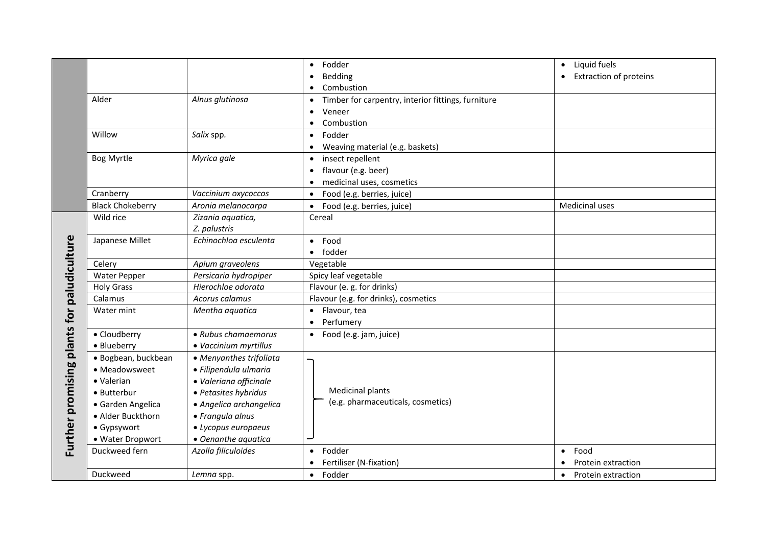| | | | | |
|---|---|---|---|---|
| | | | • Fodder<br>• Bedding<br>• Combustion | • Liquid fuels<br>• Extraction of proteins |
| | Alder | *Alnus glutinosa* | • Timber for carpentry, interior fittings, furniture<br>• Veneer<br>• Combustion | |
| | Willow | *Salix* spp. | • Fodder<br>• Weaving material (e.g. baskets) | |
| | Bog Myrtle | *Myrica gale* | • insect repellent<br>• flavour (e.g. beer)<br>• medicinal uses, cosmetics | |
| | Cranberry | *Vaccinium oxycoccos* | • Food (e.g. berries, juice) | |
| | Black Chokeberry | *Aronia melanocarpa* | • Food (e.g. berries, juice) | Medicinal uses |
| **Further promising plants for paludiculture** | Wild rice | *Zizania aquatica,*<br>*Z. palustris* | Cereal | |
| | Japanese Millet | *Echinochloa esculenta* | • Food<br>• fodder | |
| | Celery | *Apium graveolens* | Vegetable | |
| | Water Pepper | *Persicaria hydropiper* | Spicy leaf vegetable | |
| | Holy Grass | *Hierochloe odorata* | Flavour (e. g. for drinks) | |
| | Calamus | *Acorus calamus* | Flavour (e.g. for drinks), cosmetics | |
| | Water mint | *Mentha aquatica* | • Flavour, tea<br>• Perfumery | |
| | • Cloudberry<br>• Blueberry | • *Rubus chamaemorus*<br>• *Vaccinium myrtillus* | • Food (e.g. jam, juice) | |
| | • Bogbean, buckbean<br>• Meadowsweet<br>• Valerian<br>• Butterbur<br>• Garden Angelica<br>• Alder Buckthorn<br>• Gypsywort<br>• Water Dropwort | • *Menyanthes trifoliata*<br>• *Filipendula ulmaria*<br>• *Valeriana officinale*<br>• *Petasites hybridus*<br>• *Angelica archangelica*<br>• *Frangula alnus*<br>• *Lycopus europaeus*<br>• *Oenanthe aquatica* | Medicinal plants<br>(e.g. pharmaceuticals, cosmetics) | |
| | Duckweed fern | *Azolla filiculoides* | • Fodder<br>• Fertiliser (N-fixation) | • Food<br>• Protein extraction |
| | Duckweed | *Lemna* spp. | • Fodder | • Protein extraction |